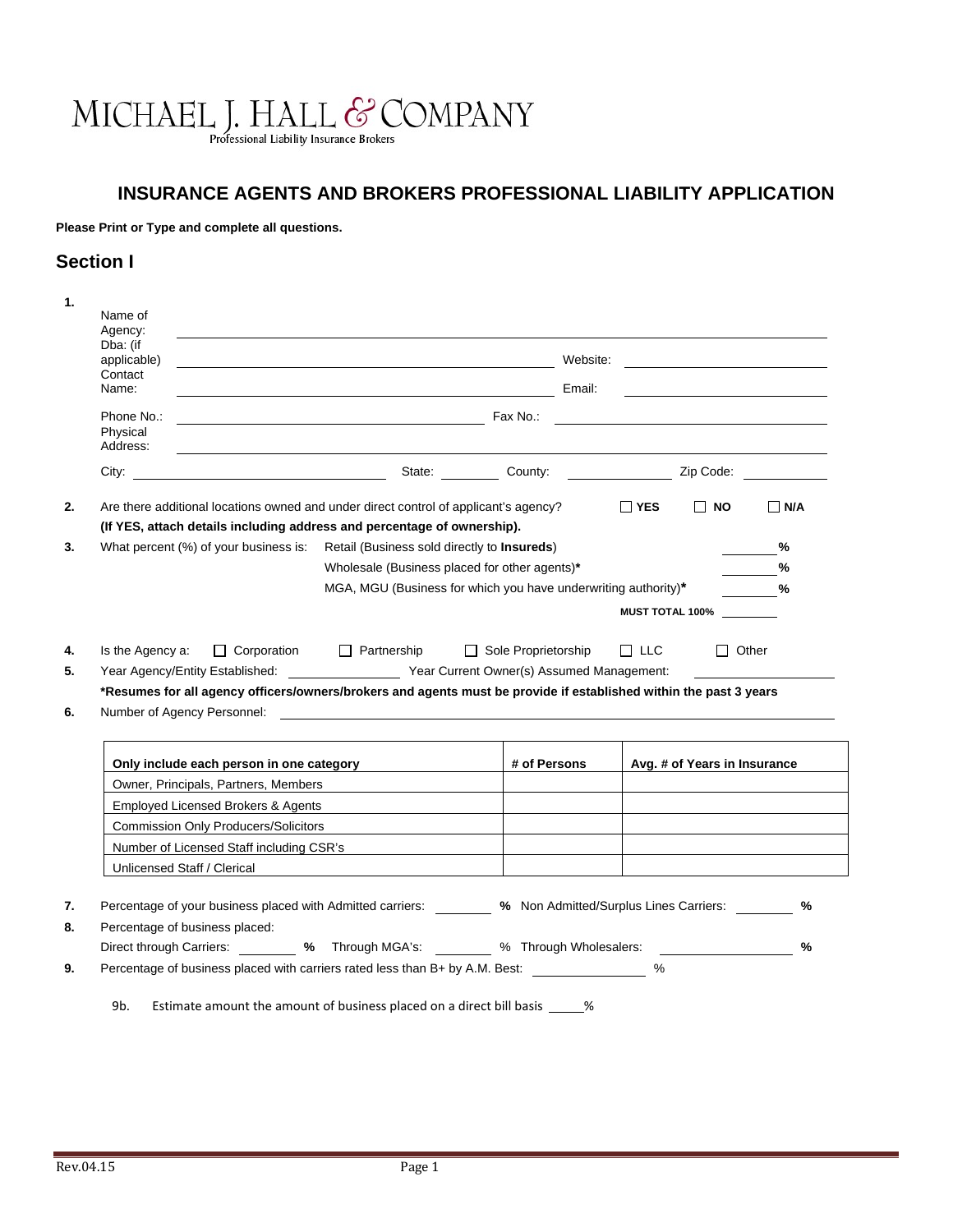MICHAEL J. HALL & COMPANY

Professional Liability Insurance Brokers

# INSURANCE AGENTS AND BROKERS PROFESSIONAL LIABILITY APPLICATION

**Please Print or Type and complete all questions.**

## Section I

**1.** Name of Agency: ______________________________

Dba: (if applicable) ______________________________ Website: ______________________________

Contact Name: ______________________________ Email: ______________________________

Phone No.: ______________________________ Fax No.: ______________________________

Physical Address: ______________________________

City: ______________________________ State: __________ County: __________ Zip Code: __________

**2.** Are there additional locations owned and under direct control of applicant's agency? ☐ **YES** ☐ **NO** ☐ **N/A**

**(If YES, attach details including address and percentage of ownership).**

**3.** What percent (%) of your business is:

- Retail (Business sold directly to **Insureds**) ________ **%**
- Wholesale (Business placed for other agents)* ________ **%**
- MGA, MGU (Business for which you have underwriting authority)* ________ **%**

**MUST TOTAL 100%** ________

**4.** Is the Agency a: ☐ Corporation ☐ Partnership ☐ Sole Proprietorship ☐ LLC ☐ Other

**5.** Year Agency/Entity Established: ________ Year Current Owner(s) Assumed Management: ________

**\*Resumes for all agency officers/owners/brokers and agents must be provide if established within the past 3 years**

**6.** Number of Agency Personnel: ______________________________

| Only include each person in one category | # of Persons | Avg. # of Years in Insurance |
|---|---|---|
| Owner, Principals, Partners, Members | | |
| Employed Licensed Brokers & Agents | | |
| Commission Only Producers/Solicitors | | |
| Number of Licensed Staff including CSR's | | |
| Unlicensed Staff / Clerical | | |

**7.** Percentage of your business placed with Admitted carriers: ________ **%** Non Admitted/Surplus Lines Carriers: ________ **%**

**8.** Percentage of business placed:

Direct through Carriers: ________ **%** Through MGA's: ________ % Through Wholesalers: ________ **%**

**9.** Percentage of business placed with carriers rated less than B+ by A.M. Best: ________ %

9b. Estimate amount the amount of business placed on a direct bill basis _____%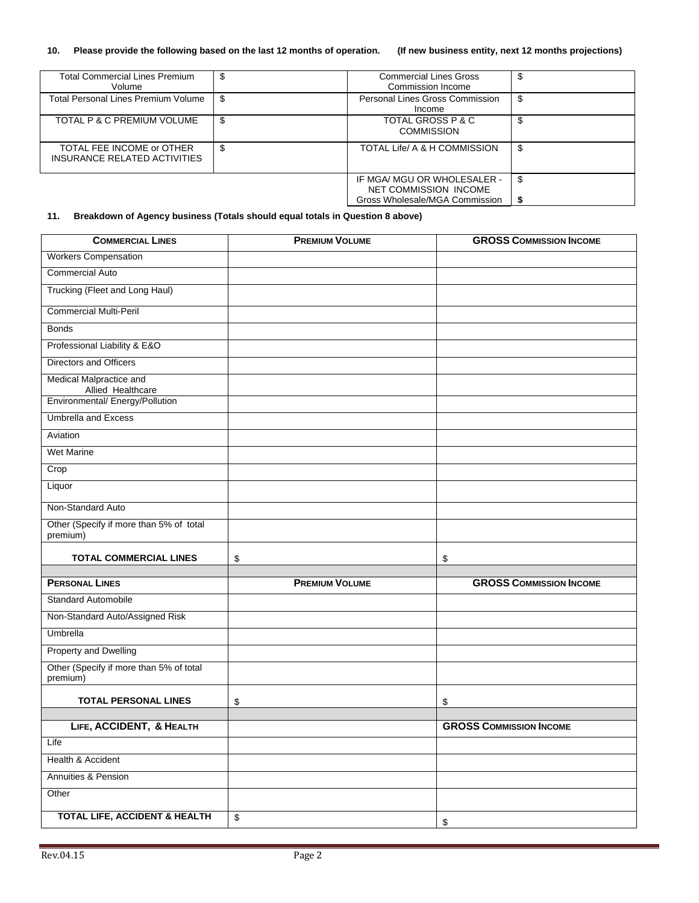**10. Please provide the following based on the last 12 months of operation. (If new business entity, next 12 months projections)**

| | | | |
|---|---|---|---|
| Total Commercial Lines Premium Volume | $ | Commercial Lines Gross Commission Income | $ |
| Total Personal Lines Premium Volume | $ | Personal Lines Gross Commission Income | $ |
| TOTAL P & C PREMIUM VOLUME | $ | TOTAL GROSS P & C COMMISSION | $ |
| TOTAL FEE INCOME or OTHER INSURANCE RELATED ACTIVITIES | $ | TOTAL Life/ A & H COMMISSION | $ |
| | | IF MGA/ MGU OR WHOLESALER - NET COMMISSION INCOME | $ |
| | | Gross Wholesale/MGA Commission | **$** |

**11. Breakdown of Agency business (Totals should equal totals in Question 8 above)**

| **COMMERCIAL LINES** | **PREMIUM VOLUME** | **GROSS COMMISSION INCOME** |
|---|---|---|
| Workers Compensation | | |
| Commercial Auto | | |
| Trucking (Fleet and Long Haul) | | |
| Commercial Multi-Peril | | |
| Bonds | | |
| Professional Liability & E&O | | |
| Directors and Officers | | |
| Medical Malpractice and Allied Healthcare | | |
| Environmental/ Energy/Pollution | | |
| Umbrella and Excess | | |
| Aviation | | |
| Wet Marine | | |
| Crop | | |
| Liquor | | |
| Non-Standard Auto | | |
| Other (Specify if more than 5% of total premium) | | |
| **TOTAL COMMERCIAL LINES** | $ | $ |
| | | |
| **PERSONAL LINES** | **PREMIUM VOLUME** | **GROSS COMMISSION INCOME** |
| Standard Automobile | | |
| Non-Standard Auto/Assigned Risk | | |
| Umbrella | | |
| Property and Dwelling | | |
| Other (Specify if more than 5% of total premium) | | |
| **TOTAL PERSONAL LINES** | $ | $ |
| | | |
| **LIFE, ACCIDENT, & HEALTH** | | **GROSS COMMISSION INCOME** |
| Life | | |
| Health & Accident | | |
| Annuities & Pension | | |
| Other | | |
| **TOTAL LIFE, ACCIDENT & HEALTH** | $ | $ |

Rev.04.15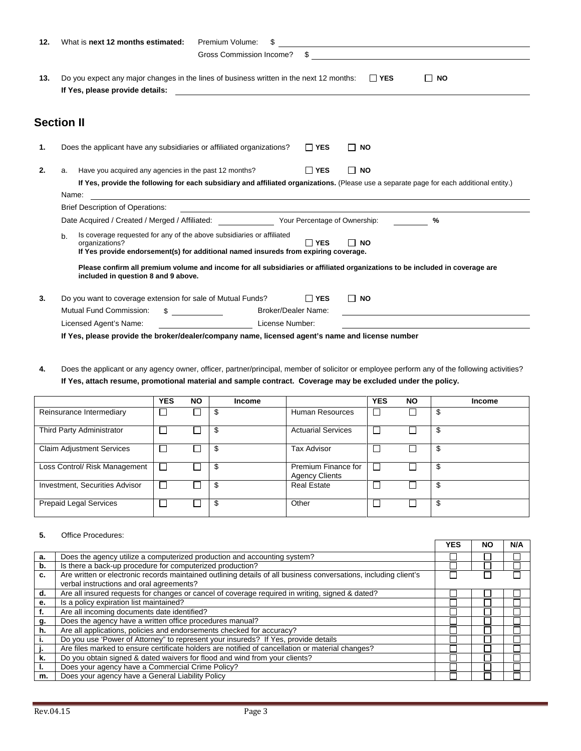**12.** What is **next 12 months estimated:** Premium Volume: $ ____________________

Gross Commission Income? $ ____________________

**13.** Do you expect any major changes in the lines of business written in the next 12 months: ☐ **YES** ☐ **NO**

**If Yes, please provide details:** ____________________

## Section II

**1.** Does the applicant have any subsidiaries or affiliated organizations? ☐ **YES** ☐ **NO**

**2.** a. Have you acquired any agencies in the past 12 months? ☐ **YES** ☐ **NO**

**If Yes, provide the following for each subsidiary and affiliated organizations.** (Please use a separate page for each additional entity.)

Name: ____________________

Brief Description of Operations: ____________________

Date Acquired / Created / Merged / Affiliated: __________ Your Percentage of Ownership: ______ %

b. Is coverage requested for any of the above subsidiaries or affiliated organizations? ☐ **YES** ☐ **NO**

**If Yes provide endorsement(s) for additional named insureds from expiring coverage.**

**Please confirm all premium volume and income for all subsidiaries or affiliated organizations to be included in coverage are included in question 8 and 9 above.**

**3.** Do you want to coverage extension for sale of Mutual Funds? ☐ **YES** ☐ **NO**

Mutual Fund Commission: $ __________ Broker/Dealer Name: ____________________

Licensed Agent's Name: __________ License Number: ____________________

**If Yes, please provide the broker/dealer/company name, licensed agent's name and license number**

**4.** Does the applicant or any agency owner, officer, partner/principal, member of solicitor or employee perform any of the following activities?
**If Yes, attach resume, promotional material and sample contract. Coverage may be excluded under the policy.**

| | YES | NO | Income | | YES | NO | Income |
|---|---|---|---|---|---|---|---|
| Reinsurance Intermediary | ☐ | ☐ | $ | Human Resources | ☐ | ☐ | $ |
| Third Party Administrator | ☐ | ☐ | $ | Actuarial Services | ☐ | ☐ | $ |
| Claim Adjustment Services | ☐ | ☐ | $ | Tax Advisor | ☐ | ☐ | $ |
| Loss Control/ Risk Management | ☐ | ☐ | $ | Premium Finance for Agency Clients | ☐ | ☐ | $ |
| Investment, Securities Advisor | ☐ | ☐ | $ | Real Estate | ☐ | ☐ | $ |
| Prepaid Legal Services | ☐ | ☐ | $ | Other | ☐ | ☐ | $ |

**5.** Office Procedures:

| | | YES | NO | N/A |
|---|---|---|---|---|
| **a.** | Does the agency utilize a computerized production and accounting system? | ☐ | ☐ | ☐ |
| **b.** | Is there a back-up procedure for computerized production? | ☐ | ☐ | ☐ |
| **c.** | Are written or electronic records maintained outlining details of all business conversations, including client's verbal instructions and oral agreements? | ☐ | ☐ | ☐ |
| **d.** | Are all insured requests for changes or cancel of coverage required in writing, signed & dated? | ☐ | ☐ | ☐ |
| **e.** | Is a policy expiration list maintained? | ☐ | ☐ | ☐ |
| **f.** | Are all incoming documents date identified? | ☐ | ☐ | ☐ |
| **g.** | Does the agency have a written office procedures manual? | ☐ | ☐ | ☐ |
| **h.** | Are all applications, policies and endorsements checked for accuracy? | ☐ | ☐ | ☐ |
| **i.** | Do you use 'Power of Attorney" to represent your insureds? If Yes, provide details | ☐ | ☐ | ☐ |
| **j.** | Are files marked to ensure certificate holders are notified of cancellation or material changes? | ☐ | ☐ | ☐ |
| **k.** | Do you obtain signed & dated waivers for flood and wind from your clients? | ☐ | ☐ | ☐ |
| **l.** | Does your agency have a Commercial Crime Policy? | ☐ | ☐ | ☐ |
| **m.** | Does your agency have a General Liability Policy | ☐ | ☐ | ☐ |

Rev.04.15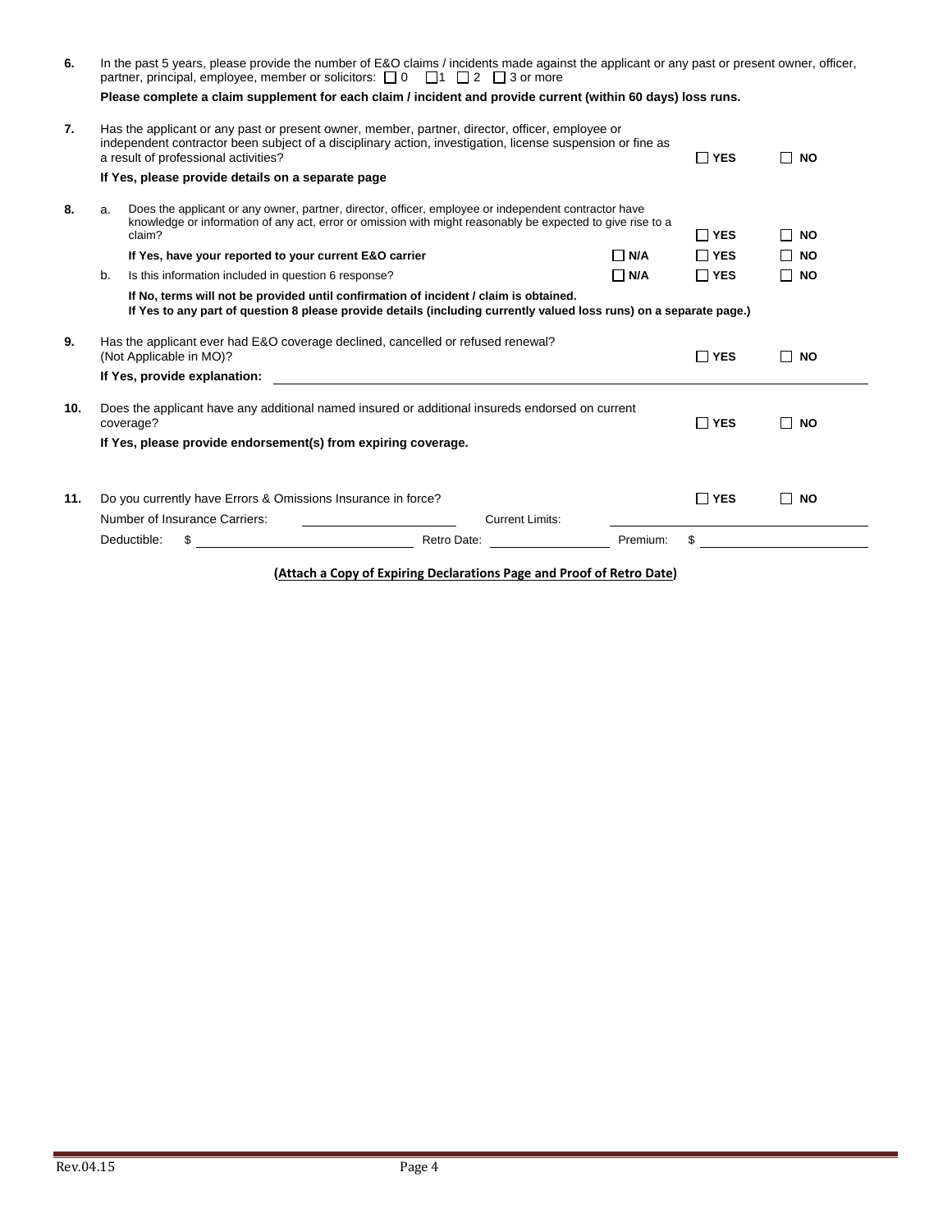6. In the past 5 years, please provide the number of E&O claims / incidents made against the applicant or any past or present owner, officer, partner, principal, employee, member or solicitors: ☐ 0 ☐ 1 ☐ 2 ☐ 3 or more

   **Please complete a claim supplement for each claim / incident and provide current (within 60 days) loss runs.**

7. Has the applicant or any past or present owner, member, partner, director, officer, employee or independent contractor been subject of a disciplinary action, investigation, license suspension or fine as a result of professional activities? ☐ **YES** ☐ **NO**

   **If Yes, please provide details on a separate page**

8. a. Does the applicant or any owner, partner, director, officer, employee or independent contractor have knowledge or information of any act, error or omission with might reasonably be expected to give rise to a claim? ☐ **YES** ☐ **NO**

   **If Yes, have your reported to your current E&O carrier** ☐ **N/A** ☐ **YES** ☐ **NO**

   b. Is this information included in question 6 response? ☐ **N/A** ☐ **YES** ☐ **NO**

   **If No, terms will not be provided until confirmation of incident / claim is obtained.**
   **If Yes to any part of question 8 please provide details (including currently valued loss runs) on a separate page.)**

9. Has the applicant ever had E&O coverage declined, cancelled or refused renewal? (Not Applicable in MO)? ☐ **YES** ☐ **NO**

   **If Yes, provide explanation:** ____________________

10. Does the applicant have any additional named insured or additional insureds endorsed on current coverage? ☐ **YES** ☐ **NO**

    **If Yes, please provide endorsement(s) from expiring coverage.**

11. Do you currently have Errors & Omissions Insurance in force? ☐ **YES** ☐ **NO**

    Number of Insurance Carriers: ____________ Current Limits: ____________

    Deductible: $ ____________ Retro Date: ____________ Premium: $ ____________

**(Attach a Copy of Expiring Declarations Page and Proof of Retro Date)**

Rev.04.15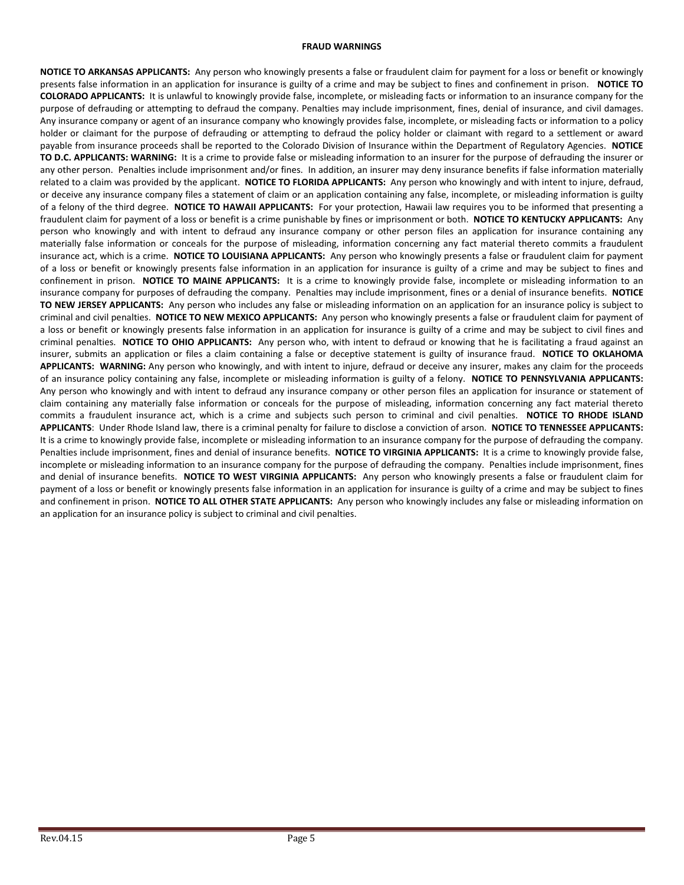## FRAUD WARNINGS

**NOTICE TO ARKANSAS APPLICANTS:** Any person who knowingly presents a false or fraudulent claim for payment for a loss or benefit or knowingly presents false information in an application for insurance is guilty of a crime and may be subject to fines and confinement in prison. **NOTICE TO COLORADO APPLICANTS:** It is unlawful to knowingly provide false, incomplete, or misleading facts or information to an insurance company for the purpose of defrauding or attempting to defraud the company. Penalties may include imprisonment, fines, denial of insurance, and civil damages. Any insurance company or agent of an insurance company who knowingly provides false, incomplete, or misleading facts or information to a policy holder or claimant for the purpose of defrauding or attempting to defraud the policy holder or claimant with regard to a settlement or award payable from insurance proceeds shall be reported to the Colorado Division of Insurance within the Department of Regulatory Agencies. **NOTICE TO D.C. APPLICANTS: WARNING:** It is a crime to provide false or misleading information to an insurer for the purpose of defrauding the insurer or any other person. Penalties include imprisonment and/or fines. In addition, an insurer may deny insurance benefits if false information materially related to a claim was provided by the applicant. **NOTICE TO FLORIDA APPLICANTS:** Any person who knowingly and with intent to injure, defraud, or deceive any insurance company files a statement of claim or an application containing any false, incomplete, or misleading information is guilty of a felony of the third degree. **NOTICE TO HAWAII APPLICANTS:** For your protection, Hawaii law requires you to be informed that presenting a fraudulent claim for payment of a loss or benefit is a crime punishable by fines or imprisonment or both. **NOTICE TO KENTUCKY APPLICANTS:** Any person who knowingly and with intent to defraud any insurance company or other person files an application for insurance containing any materially false information or conceals for the purpose of misleading, information concerning any fact material thereto commits a fraudulent insurance act, which is a crime. **NOTICE TO LOUISIANA APPLICANTS:** Any person who knowingly presents a false or fraudulent claim for payment of a loss or benefit or knowingly presents false information in an application for insurance is guilty of a crime and may be subject to fines and confinement in prison. **NOTICE TO MAINE APPLICANTS:** It is a crime to knowingly provide false, incomplete or misleading information to an insurance company for purposes of defrauding the company. Penalties may include imprisonment, fines or a denial of insurance benefits. **NOTICE TO NEW JERSEY APPLICANTS:** Any person who includes any false or misleading information on an application for an insurance policy is subject to criminal and civil penalties. **NOTICE TO NEW MEXICO APPLICANTS:** Any person who knowingly presents a false or fraudulent claim for payment of a loss or benefit or knowingly presents false information in an application for insurance is guilty of a crime and may be subject to civil fines and criminal penalties. **NOTICE TO OHIO APPLICANTS:** Any person who, with intent to defraud or knowing that he is facilitating a fraud against an insurer, submits an application or files a claim containing a false or deceptive statement is guilty of insurance fraud. **NOTICE TO OKLAHOMA APPLICANTS: WARNING:** Any person who knowingly, and with intent to injure, defraud or deceive any insurer, makes any claim for the proceeds of an insurance policy containing any false, incomplete or misleading information is guilty of a felony. **NOTICE TO PENNSYLVANIA APPLICANTS:** Any person who knowingly and with intent to defraud any insurance company or other person files an application for insurance or statement of claim containing any materially false information or conceals for the purpose of misleading, information concerning any fact material thereto commits a fraudulent insurance act, which is a crime and subjects such person to criminal and civil penalties. **NOTICE TO RHODE ISLAND APPLICANTS**: Under Rhode Island law, there is a criminal penalty for failure to disclose a conviction of arson. **NOTICE TO TENNESSEE APPLICANTS:** It is a crime to knowingly provide false, incomplete or misleading information to an insurance company for the purpose of defrauding the company. Penalties include imprisonment, fines and denial of insurance benefits. **NOTICE TO VIRGINIA APPLICANTS:** It is a crime to knowingly provide false, incomplete or misleading information to an insurance company for the purpose of defrauding the company. Penalties include imprisonment, fines and denial of insurance benefits. **NOTICE TO WEST VIRGINIA APPLICANTS:** Any person who knowingly presents a false or fraudulent claim for payment of a loss or benefit or knowingly presents false information in an application for insurance is guilty of a crime and may be subject to fines and confinement in prison. **NOTICE TO ALL OTHER STATE APPLICANTS:** Any person who knowingly includes any false or misleading information on an application for an insurance policy is subject to criminal and civil penalties.

Rev.04.15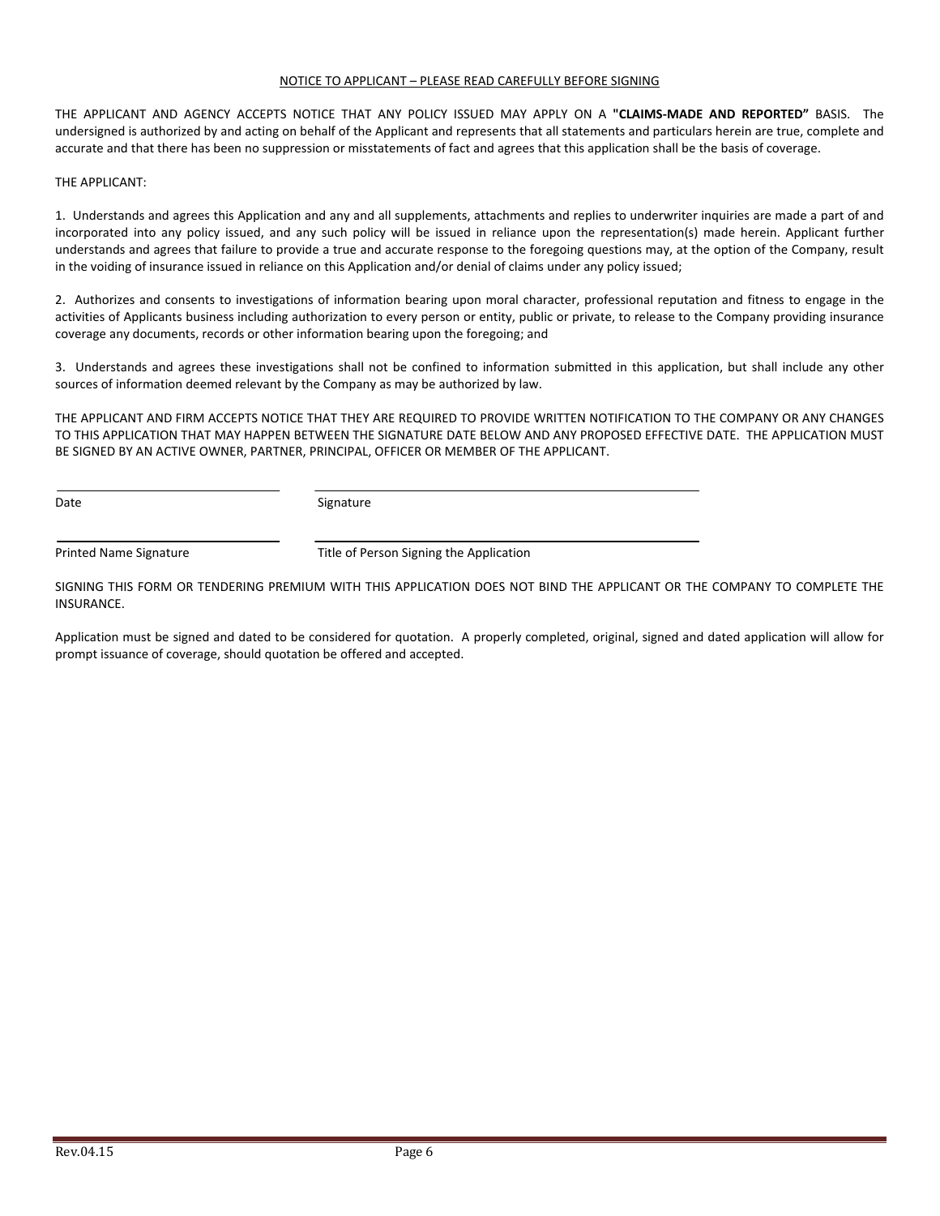<u>NOTICE TO APPLICANT – PLEASE READ CAREFULLY BEFORE SIGNING</u>

THE APPLICANT AND AGENCY ACCEPTS NOTICE THAT ANY POLICY ISSUED MAY APPLY ON A **"CLAIMS-MADE AND REPORTED"** BASIS. The undersigned is authorized by and acting on behalf of the Applicant and represents that all statements and particulars herein are true, complete and accurate and that there has been no suppression or misstatements of fact and agrees that this application shall be the basis of coverage.

THE APPLICANT:

1. Understands and agrees this Application and any and all supplements, attachments and replies to underwriter inquiries are made a part of and incorporated into any policy issued, and any such policy will be issued in reliance upon the representation(s) made herein. Applicant further understands and agrees that failure to provide a true and accurate response to the foregoing questions may, at the option of the Company, result in the voiding of insurance issued in reliance on this Application and/or denial of claims under any policy issued;

2. Authorizes and consents to investigations of information bearing upon moral character, professional reputation and fitness to engage in the activities of Applicants business including authorization to every person or entity, public or private, to release to the Company providing insurance coverage any documents, records or other information bearing upon the foregoing; and

3. Understands and agrees these investigations shall not be confined to information submitted in this application, but shall include any other sources of information deemed relevant by the Company as may be authorized by law.

THE APPLICANT AND FIRM ACCEPTS NOTICE THAT THEY ARE REQUIRED TO PROVIDE WRITTEN NOTIFICATION TO THE COMPANY OR ANY CHANGES TO THIS APPLICATION THAT MAY HAPPEN BETWEEN THE SIGNATURE DATE BELOW AND ANY PROPOSED EFFECTIVE DATE. THE APPLICATION MUST BE SIGNED BY AN ACTIVE OWNER, PARTNER, PRINCIPAL, OFFICER OR MEMBER OF THE APPLICANT.

| | |
|---|---|
| ______________________ | ______________________________ |
| Date | Signature |
| ______________________ | ______________________________ |
| Printed Name Signature | Title of Person Signing the Application |

SIGNING THIS FORM OR TENDERING PREMIUM WITH THIS APPLICATION DOES NOT BIND THE APPLICANT OR THE COMPANY TO COMPLETE THE INSURANCE.

Application must be signed and dated to be considered for quotation. A properly completed, original, signed and dated application will allow for prompt issuance of coverage, should quotation be offered and accepted.

Rev.04.15